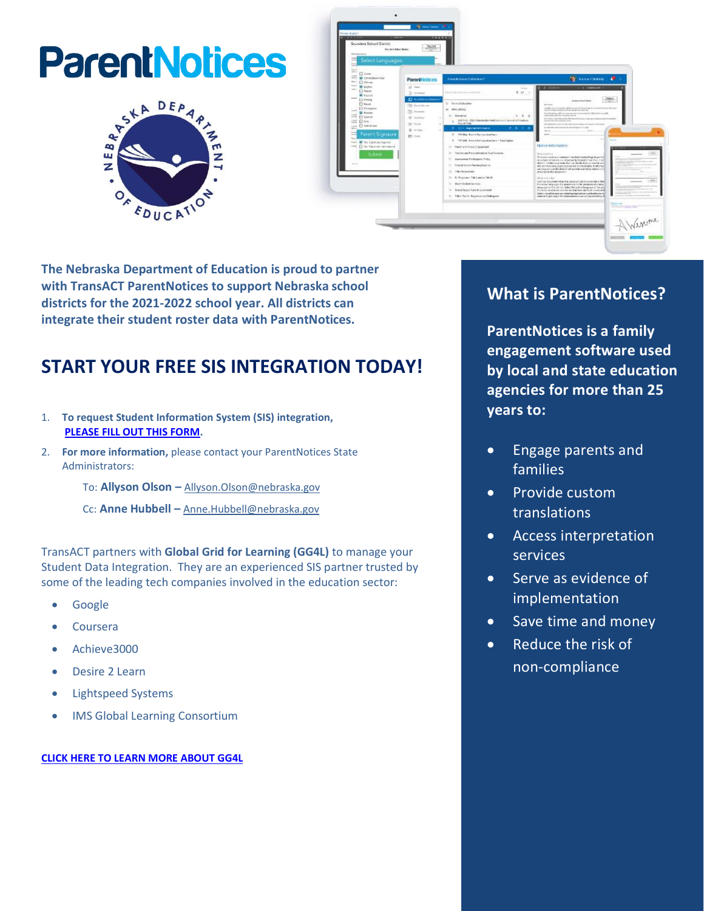# ParentNotices

**The Nebraska Department of Education is proud to partner with TransACT ParentNotices to support Nebraska school districts for the 2021-2022 school year. All districts can integrate their student roster data with ParentNotices.**

## START YOUR FREE SIS INTEGRATION TODAY!

1. **To request Student Information System (SIS) integration, PLEASE FILL OUT THIS FORM.**
2. **For more information,** please contact your ParentNotices State Administrators:

   To: **Allyson Olson –** Allyson.Olson@nebraska.gov

   Cc: **Anne Hubbell –** Anne.Hubbell@nebraska.gov

TransACT partners with **Global Grid for Learning (GG4L)** to manage your Student Data Integration. They are an experienced SIS partner trusted by some of the leading tech companies involved in the education sector:

- Google
- Coursera
- Achieve3000
- Desire 2 Learn
- Lightspeed Systems
- IMS Global Learning Consortium

**CLICK HERE TO LEARN MORE ABOUT GG4L**

## What is ParentNotices?

**ParentNotices is a family engagement software used by local and state education agencies for more than 25 years to:**

- Engage parents and families
- Provide custom translations
- Access interpretation services
- Serve as evidence of implementation
- Save time and money
- Reduce the risk of non-compliance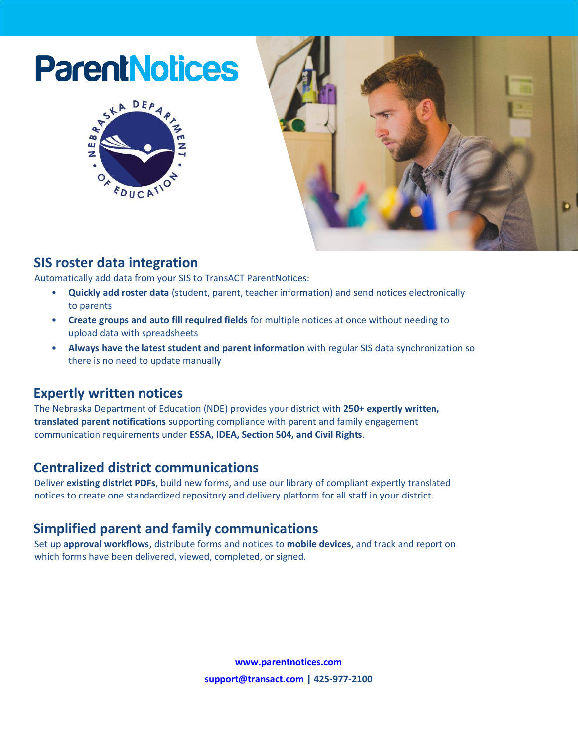# ParentNotices

## SIS roster data integration

Automatically add data from your SIS to TransACT ParentNotices:

- **Quickly add roster data** (student, parent, teacher information) and send notices electronically to parents
- **Create groups and auto fill required fields** for multiple notices at once without needing to upload data with spreadsheets
- **Always have the latest student and parent information** with regular SIS data synchronization so there is no need to update manually

## Expertly written notices

The Nebraska Department of Education (NDE) provides your district with **250+ expertly written, translated parent notifications** supporting compliance with parent and family engagement communication requirements under **ESSA, IDEA, Section 504, and Civil Rights**.

## Centralized district communications

Deliver **existing district PDFs**, build new forms, and use our library of compliant expertly translated notices to create one standardized repository and delivery platform for all staff in your district.

## Simplified parent and family communications

Set up **approval workflows**, distribute forms and notices to **mobile devices**, and track and report on which forms have been delivered, viewed, completed, or signed.

www.parentnotices.com

support@transact.com | 425-977-2100